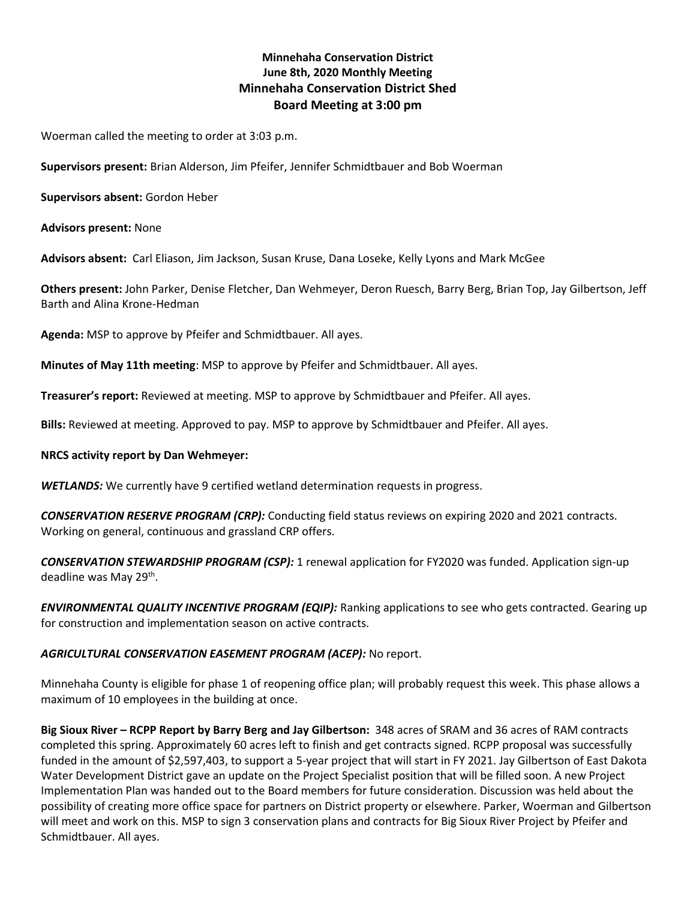**Minnehaha Conservation District**
**June 8th, 2020 Monthly Meeting**
**Minnehaha Conservation District Shed**
**Board Meeting at 3:00 pm**

Woerman called the meeting to order at 3:03 p.m.

**Supervisors present:** Brian Alderson, Jim Pfeifer, Jennifer Schmidtbauer and Bob Woerman

**Supervisors absent:** Gordon Heber

**Advisors present:** None

**Advisors absent:** Carl Eliason, Jim Jackson, Susan Kruse, Dana Loseke, Kelly Lyons and Mark McGee

**Others present:** John Parker, Denise Fletcher, Dan Wehmeyer, Deron Ruesch, Barry Berg, Brian Top, Jay Gilbertson, Jeff Barth and Alina Krone-Hedman

**Agenda:** MSP to approve by Pfeifer and Schmidtbauer. All ayes.

**Minutes of May 11th meeting**: MSP to approve by Pfeifer and Schmidtbauer. All ayes.

**Treasurer's report:** Reviewed at meeting. MSP to approve by Schmidtbauer and Pfeifer. All ayes.

**Bills:** Reviewed at meeting. Approved to pay. MSP to approve by Schmidtbauer and Pfeifer. All ayes.

**NRCS activity report by Dan Wehmeyer:**

***WETLANDS:*** We currently have 9 certified wetland determination requests in progress.

***CONSERVATION RESERVE PROGRAM (CRP):*** Conducting field status reviews on expiring 2020 and 2021 contracts. Working on general, continuous and grassland CRP offers.

***CONSERVATION STEWARDSHIP PROGRAM (CSP):*** 1 renewal application for FY2020 was funded. Application sign-up deadline was May 29th.

***ENVIRONMENTAL QUALITY INCENTIVE PROGRAM (EQIP):*** Ranking applications to see who gets contracted. Gearing up for construction and implementation season on active contracts.

***AGRICULTURAL CONSERVATION EASEMENT PROGRAM (ACEP):*** No report.

Minnehaha County is eligible for phase 1 of reopening office plan; will probably request this week. This phase allows a maximum of 10 employees in the building at once.

**Big Sioux River – RCPP Report by Barry Berg and Jay Gilbertson:** 348 acres of SRAM and 36 acres of RAM contracts completed this spring. Approximately 60 acres left to finish and get contracts signed. RCPP proposal was successfully funded in the amount of $2,597,403, to support a 5-year project that will start in FY 2021. Jay Gilbertson of East Dakota Water Development District gave an update on the Project Specialist position that will be filled soon. A new Project Implementation Plan was handed out to the Board members for future consideration. Discussion was held about the possibility of creating more office space for partners on District property or elsewhere. Parker, Woerman and Gilbertson will meet and work on this. MSP to sign 3 conservation plans and contracts for Big Sioux River Project by Pfeifer and Schmidtbauer. All ayes.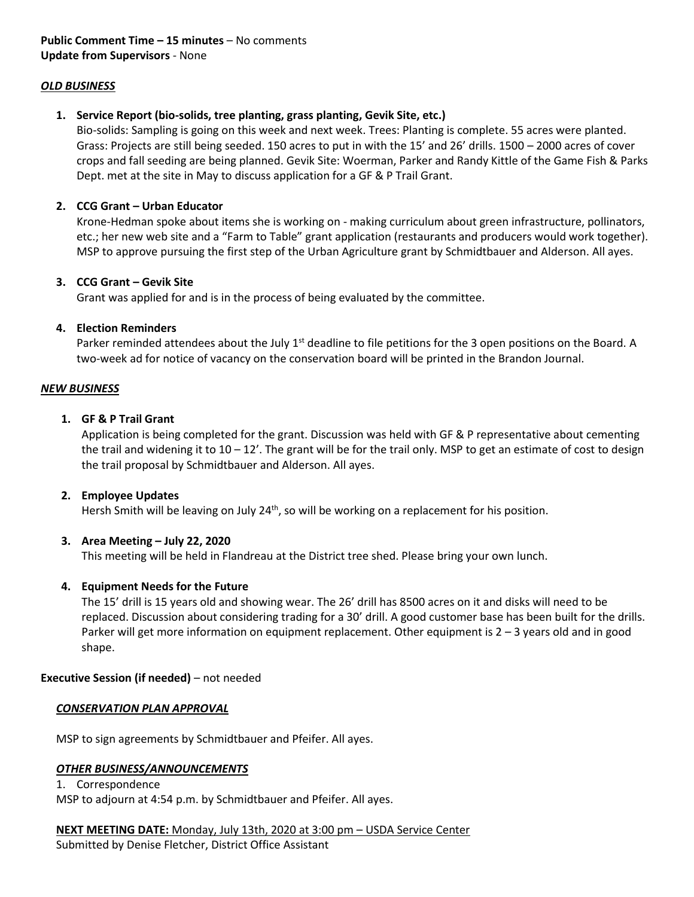**Public Comment Time – 15 minutes** – No comments
**Update from Supervisors** - None

***OLD BUSINESS***

1. **Service Report (bio-solids, tree planting, grass planting, Gevik Site, etc.)**
   Bio-solids: Sampling is going on this week and next week. Trees: Planting is complete. 55 acres were planted. Grass: Projects are still being seeded. 150 acres to put in with the 15' and 26' drills. 1500 – 2000 acres of cover crops and fall seeding are being planned. Gevik Site: Woerman, Parker and Randy Kittle of the Game Fish & Parks Dept. met at the site in May to discuss application for a GF & P Trail Grant.

2. **CCG Grant – Urban Educator**
   Krone-Hedman spoke about items she is working on - making curriculum about green infrastructure, pollinators, etc.; her new web site and a "Farm to Table" grant application (restaurants and producers would work together). MSP to approve pursuing the first step of the Urban Agriculture grant by Schmidtbauer and Alderson. All ayes.

3. **CCG Grant – Gevik Site**
   Grant was applied for and is in the process of being evaluated by the committee.

4. **Election Reminders**
   Parker reminded attendees about the July 1st deadline to file petitions for the 3 open positions on the Board. A two-week ad for notice of vacancy on the conservation board will be printed in the Brandon Journal.

***NEW BUSINESS***

1. **GF & P Trail Grant**
   Application is being completed for the grant. Discussion was held with GF & P representative about cementing the trail and widening it to 10 – 12'. The grant will be for the trail only. MSP to get an estimate of cost to design the trail proposal by Schmidtbauer and Alderson. All ayes.

2. **Employee Updates**
   Hersh Smith will be leaving on July 24th, so will be working on a replacement for his position.

3. **Area Meeting – July 22, 2020**
   This meeting will be held in Flandreau at the District tree shed. Please bring your own lunch.

4. **Equipment Needs for the Future**
   The 15' drill is 15 years old and showing wear. The 26' drill has 8500 acres on it and disks will need to be replaced. Discussion about considering trading for a 30' drill. A good customer base has been built for the drills. Parker will get more information on equipment replacement. Other equipment is 2 – 3 years old and in good shape.

**Executive Session (if needed)** – not needed

***CONSERVATION PLAN APPROVAL***

MSP to sign agreements by Schmidtbauer and Pfeifer. All ayes.

***OTHER BUSINESS/ANNOUNCEMENTS***

1. Correspondence

MSP to adjourn at 4:54 p.m. by Schmidtbauer and Pfeifer. All ayes.

**NEXT MEETING DATE:** Monday, July 13th, 2020 at 3:00 pm – USDA Service Center
Submitted by Denise Fletcher, District Office Assistant